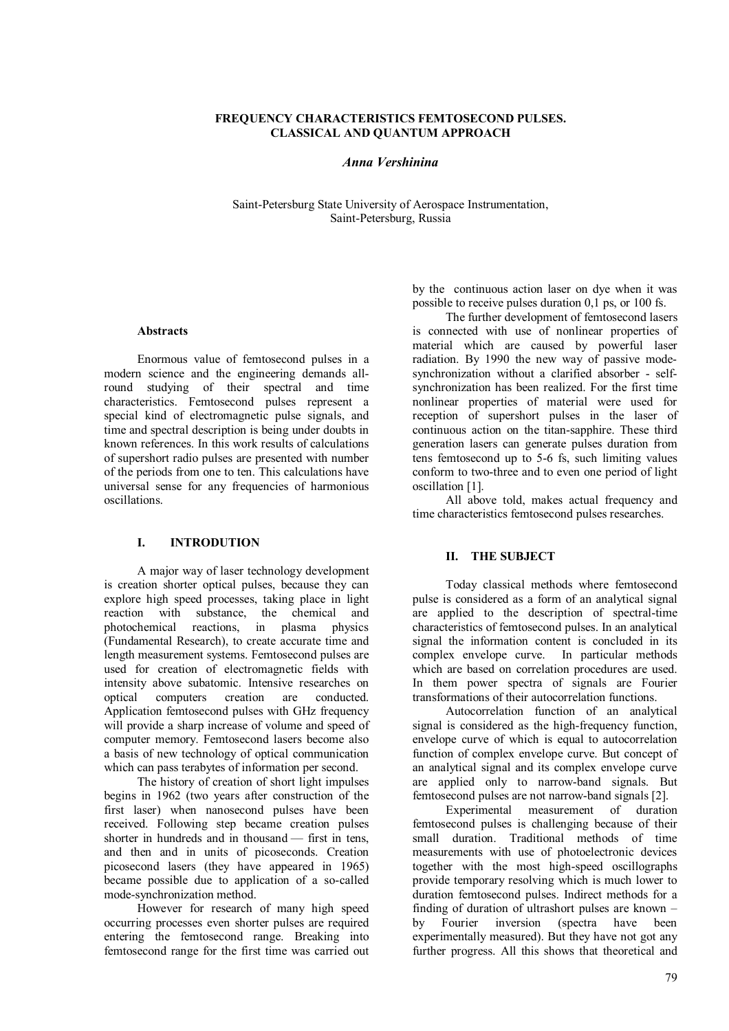# FREQUENCY CHARACTERISTICS FEMTOSECOND PULSES. CLASSICAL AND QUANTUM APPROACH

*Anna Vershinina*

Saint-Petersburg State University of Aerospace Instrumentation,
Saint-Petersburg, Russia

**Abstracts**

Enormous value of femtosecond pulses in a modern science and the engineering demands all-round studying of their spectral and time characteristics. Femtosecond pulses represent a special kind of electromagnetic pulse signals, and time and spectral description is being under doubts in known references. In this work results of calculations of supershort radio pulses are presented with number of the periods from one to ten. This calculations have universal sense for any frequencies of harmonious oscillations.

## I. INTRODUTION

A major way of laser technology development is creation shorter optical pulses, because they can explore high speed processes, taking place in light reaction with substance, the chemical and photochemical reactions, in plasma physics (Fundamental Research), to create accurate time and length measurement systems. Femtosecond pulses are used for creation of electromagnetic fields with intensity above subatomic. Intensive researches on optical computers creation are conducted. Application femtosecond pulses with GHz frequency will provide a sharp increase of volume and speed of computer memory. Femtosecond lasers become also a basis of new technology of optical communication which can pass terabytes of information per second.

The history of creation of short light impulses begins in 1962 (two years after construction of the first laser) when nanosecond pulses have been received. Following step became creation pulses shorter in hundreds and in thousand — first in tens, and then and in units of picoseconds. Creation picosecond lasers (they have appeared in 1965) became possible due to application of a so-called mode-synchronization method.

However for research of many high speed occurring processes even shorter pulses are required entering the femtosecond range. Breaking into femtosecond range for the first time was carried out by the continuous action laser on dye when it was possible to receive pulses duration 0,1 ps, or 100 fs.

The further development of femtosecond lasers is connected with use of nonlinear properties of material which are caused by powerful laser radiation. By 1990 the new way of passive mode-synchronization without a clarified absorber - self-synchronization has been realized. For the first time nonlinear properties of material were used for reception of supershort pulses in the laser of continuous action on the titan-sapphire. These third generation lasers can generate pulses duration from tens femtosecond up to 5-6 fs, such limiting values conform to two-three and to even one period of light oscillation [1].

All above told, makes actual frequency and time characteristics femtosecond pulses researches.

## II. THE SUBJECT

Today classical methods where femtosecond pulse is considered as a form of an analytical signal are applied to the description of spectral-time characteristics of femtosecond pulses. In an analytical signal the information content is concluded in its complex envelope curve. In particular methods which are based on correlation procedures are used. In them power spectra of signals are Fourier transformations of their autocorrelation functions.

Autocorrelation function of an analytical signal is considered as the high-frequency function, envelope curve of which is equal to autocorrelation function of complex envelope curve. But concept of an analytical signal and its complex envelope curve are applied only to narrow-band signals. But femtosecond pulses are not narrow-band signals [2].

Experimental measurement of duration femtosecond pulses is challenging because of their small duration. Traditional methods of time measurements with use of photoelectronic devices together with the most high-speed oscillographs provide temporary resolving which is much lower to duration femtosecond pulses. Indirect methods for a finding of duration of ultrashort pulses are known – by Fourier inversion (spectra have been experimentally measured). But they have not got any further progress. All this shows that theoretical and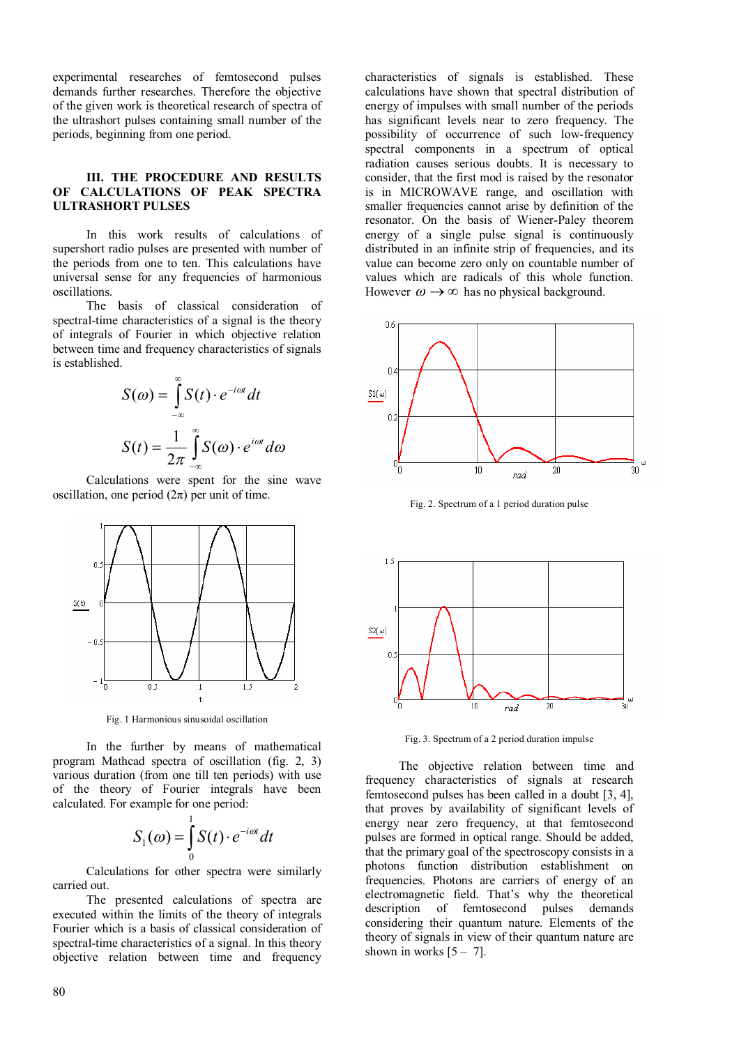experimental researches of femtosecond pulses demands further researches. Therefore the objective of the given work is theoretical research of spectra of the ultrashort pulses containing small number of the periods, beginning from one period.

### III. THE PROCEDURE AND RESULTS OF CALCULATIONS OF PEAK SPECTRA ULTRASHORT PULSES

In this work results of calculations of supershort radio pulses are presented with number of the periods from one to ten. This calculations have universal sense for any frequencies of harmonious oscillations.

The basis of classical consideration of spectral-time characteristics of a signal is the theory of integrals of Fourier in which objective relation between time and frequency characteristics of signals is established.

$$S(\omega) = \int_{-\infty}^{\infty} S(t) \cdot e^{-i\omega t} dt$$

$$S(t) = \frac{1}{2\pi} \int_{-\infty}^{\infty} S(\omega) \cdot e^{i\omega t} d\omega$$

Calculations were spent for the sine wave oscillation, one period ($2\pi$) per unit of time.

Fig. 1 Harmonious sinusoidal oscillation

In the further by means of mathematical program Mathcad spectra of oscillation (fig. 2, 3) various duration (from one till ten periods) with use of the theory of Fourier integrals have been calculated. For example for one period:

$$S_1(\omega) = \int_0^1 S(t) \cdot e^{-i\omega t} dt$$

Calculations for other spectra were similarly carried out.

The presented calculations of spectra are executed within the limits of the theory of integrals Fourier which is a basis of classical consideration of spectral-time characteristics of a signal. In this theory objective relation between time and frequency characteristics of signals is established. These calculations have shown that spectral distribution of energy of impulses with small number of the periods has significant levels near to zero frequency. The possibility of occurrence of such low-frequency spectral components in a spectrum of optical radiation causes serious doubts. It is necessary to consider, that the first mod is raised by the resonator is in MICROWAVE range, and oscillation with smaller frequencies cannot arise by definition of the resonator. On the basis of Wiener-Paley theorem energy of a single pulse signal is continuously distributed in an infinite strip of frequencies, and its value can become zero only on countable number of values which are radicals of this whole function. However $\omega \to \infty$ has no physical background.

Fig. 2. Spectrum of a 1 period duration pulse

Fig. 3. Spectrum of a 2 period duration impulse

The objective relation between time and frequency characteristics of signals at research femtosecond pulses has been called in a doubt [3, 4], that proves by availability of significant levels of energy near zero frequency, at that femtosecond pulses are formed in optical range. Should be added, that the primary goal of the spectroscopy consists in a photons function distribution establishment on frequencies. Photons are carriers of energy of an electromagnetic field. That's why the theoretical description of femtosecond pulses demands considering their quantum nature. Elements of the theory of signals in view of their quantum nature are shown in works [5 – 7].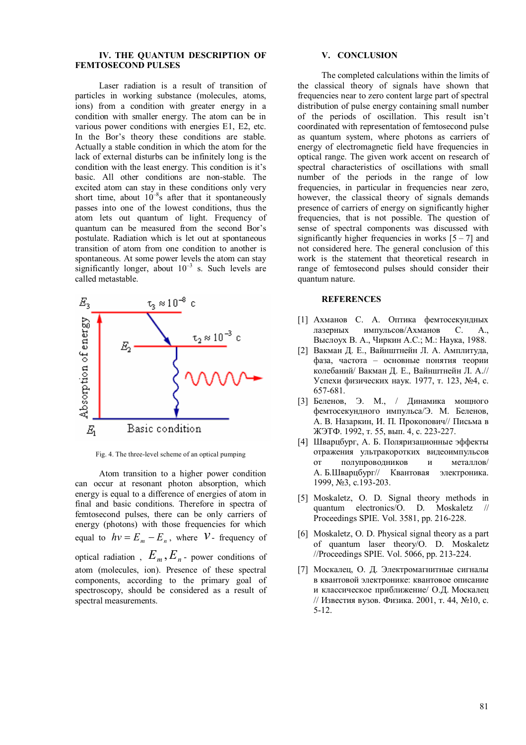## IV. THE QUANTUM DESCRIPTION OF FEMTOSECOND PULSES

Laser radiation is a result of transition of particles in working substance (molecules, atoms, ions) from a condition with greater energy in a condition with smaller energy. The atom can be in various power conditions with energies E1, E2, etc. In the Bor's theory these conditions are stable. Actually a stable condition in which the atom for the lack of external disturbs can be infinitely long is the condition with the least energy. This condition is it's basic. All other conditions are non-stable. The excited atom can stay in these conditions only very short time, about $10^{-8}$s after that it spontaneously passes into one of the lowest conditions, thus the atom lets out quantum of light. Frequency of quantum can be measured from the second Bor's postulate. Radiation which is let out at spontaneous transition of atom from one condition to another is spontaneous. At some power levels the atom can stay significantly longer, about $10^{-3}$ s. Such levels are called metastable.

$E_3$

$\tau_3 \approx 10^{-8}$ c

$E_2$

$\tau_2 \approx 10^{-3}$ c

Absorption of energy

$E_1$

Basic condition

Fig. 4. The three-level scheme of an optical pumping

Atom transition to a higher power condition can occur at resonant photon absorption, which energy is equal to a difference of energies of atom in final and basic conditions. Therefore in spectra of femtosecond pulses, there can be only carriers of energy (photons) with those frequencies for which equal to $h\nu = E_m - E_n$, where $\nu$ - frequency of optical radiation , $E_m, E_n$ - power conditions of atom (molecules, ion). Presence of these spectral components, according to the primary goal of spectroscopy, should be considered as a result of spectral measurements.

## V. CONCLUSION

The completed calculations within the limits of the classical theory of signals have shown that frequencies near to zero content large part of spectral distribution of pulse energy containing small number of the periods of oscillation. This result isn't coordinated with representation of femtosecond pulse as quantum system, where photons as carriers of energy of electromagnetic field have frequencies in optical range. The given work can accent on research of spectral characteristics of oscillations with small number of the periods in the range of low frequencies, in particular in frequencies near zero, however, the classical theory of signals demands presence of carriers of energy on significantly higher frequencies, that is not possible. The question of sense of spectral components was discussed with significantly higher frequencies in works [5 – 7] and not considered here. The general conclusion of this work is the statement that theoretical research in range of femtosecond pulses should consider their quantum nature.

## REFERENCES

[1] Ахманов С. А. Оптика фемтосекундных лазерных импульсов/Ахманов С. А., Выслоух В. А., Чиркин А.С.; М.: Наука, 1988.

[2] Вакман Д. Е., Вайнштейн Л. А. Амплитуда, фаза, частота – основные понятия теории колебаний/ Вакман Д. Е., Вайнштейн Л. А.// Успехи физических наук. 1977, т. 123, №4, с. 657-681.

[3] Беленов, Э. М., / Динамика мощного фемтосекундного импульса/Э. М. Беленов, А. В. Назаркин, И. П. Прокопович// Письма в ЖЭТФ. 1992, т. 55, вып. 4, с. 223-227.

[4] Шварцбург, А. Б. Поляризационные эффекты отражения ультракоротких видеоимпульсов от полупроводников и металлов/ А. Б.Шварцбург// Квантовая электроника. 1999, №3, с.193-203.

[5] Moskaletz, O. D. Signal theory methods in quantum electronics/O. D. Moskaletz // Proceedings SPIE. Vol. 3581, pp. 216-228.

[6] Moskaletz, O. D. Physical signal theory as a part of quantum laser theory/O. D. Moskaletz //Proceedings SPIE. Vol. 5066, pp. 213-224.

[7] Москалец, О. Д. Электромагнитные сигналы в квантовой электронике: квантовое описание и классическое приближение/ О.Д. Москалец // Известия вузов. Физика. 2001, т. 44, №10, с. 5-12.